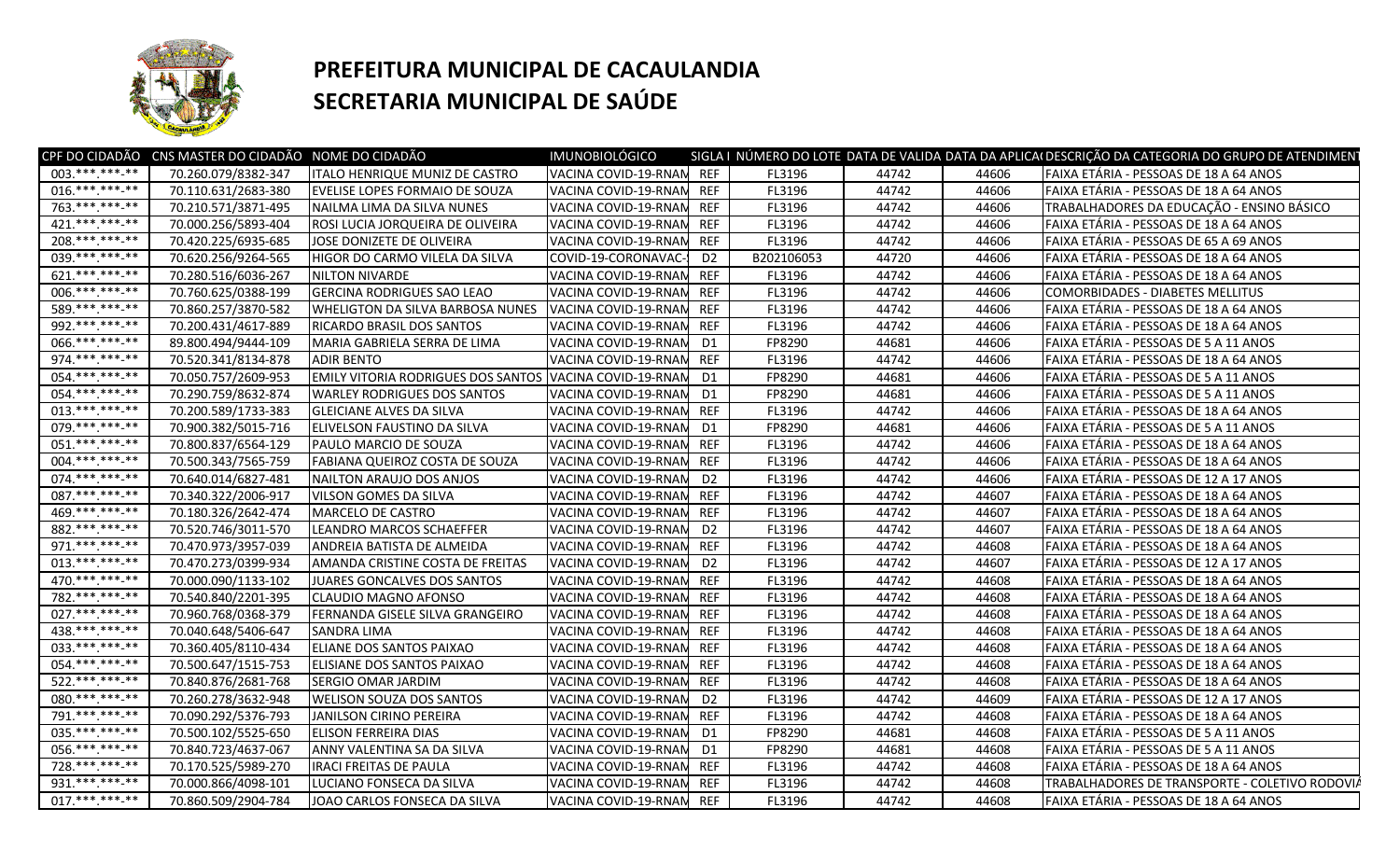# PREFEITURA MUNICIPAL DE CACAULANDIA
# SECRETARIA MUNICIPAL DE SAÚDE

| CPF DO CIDADÃO | CNS MASTER DO CIDADÃO | NOME DO CIDADÃO | IMUNOBIOLÓGICO | SIGLA I | NÚMERO DO LOTE | DATA DE VALIDA | DATA DA APLICA | DESCRIÇÃO DA CATEGORIA DO GRUPO DE ATENDIMEN |
|---|---|---|---|---|---|---|---|---|
| 003.***.***-** | 70.260.079/8382-347 | ITALO HENRIQUE MUNIZ DE CASTRO | VACINA COVID-19-RNAM | REF | FL3196 | 44742 | 44606 | FAIXA ETÁRIA - PESSOAS DE 18 A 64 ANOS |
| 016.***.***-** | 70.110.631/2683-380 | EVELISE LOPES FORMAIO DE SOUZA | VACINA COVID-19-RNAM | REF | FL3196 | 44742 | 44606 | FAIXA ETÁRIA - PESSOAS DE 18 A 64 ANOS |
| 763.***.***-** | 70.210.571/3871-495 | NAILMA LIMA DA SILVA NUNES | VACINA COVID-19-RNAM | REF | FL3196 | 44742 | 44606 | TRABALHADORES DA EDUCAÇÃO - ENSINO BÁSICO |
| 421.***.***-** | 70.000.256/5893-404 | ROSI LUCIA JORQUEIRA DE OLIVEIRA | VACINA COVID-19-RNAM | REF | FL3196 | 44742 | 44606 | FAIXA ETÁRIA - PESSOAS DE 18 A 64 ANOS |
| 208.***.***-** | 70.420.225/6935-685 | JOSE DONIZETE DE OLIVEIRA | VACINA COVID-19-RNAM | REF | FL3196 | 44742 | 44606 | FAIXA ETÁRIA - PESSOAS DE 65 A 69 ANOS |
| 039.***.***-** | 70.620.256/9264-565 | HIGOR DO CARMO VILELA DA SILVA | COVID-19-CORONAVAC- | D2 | B202106053 | 44720 | 44606 | FAIXA ETÁRIA - PESSOAS DE 18 A 64 ANOS |
| 621.***.***-** | 70.280.516/6036-267 | NILTON NIVARDE | VACINA COVID-19-RNAM | REF | FL3196 | 44742 | 44606 | FAIXA ETÁRIA - PESSOAS DE 18 A 64 ANOS |
| 006.***.***-** | 70.760.625/0388-199 | GERCINA RODRIGUES SAO LEAO | VACINA COVID-19-RNAM | REF | FL3196 | 44742 | 44606 | COMORBIDADES - DIABETES MELLITUS |
| 589.***.***-** | 70.860.257/3870-582 | WHELIGTON DA SILVA BARBOSA NUNES | VACINA COVID-19-RNAM | REF | FL3196 | 44742 | 44606 | FAIXA ETÁRIA - PESSOAS DE 18 A 64 ANOS |
| 992.***.***-** | 70.200.431/4617-889 | RICARDO BRASIL DOS SANTOS | VACINA COVID-19-RNAM | REF | FL3196 | 44742 | 44606 | FAIXA ETÁRIA - PESSOAS DE 18 A 64 ANOS |
| 066.***.***-** | 89.800.494/9444-109 | MARIA GABRIELA SERRA DE LIMA | VACINA COVID-19-RNAM | D1 | FP8290 | 44681 | 44606 | FAIXA ETÁRIA - PESSOAS DE 5 A 11 ANOS |
| 974.***.***-** | 70.520.341/8134-878 | ADIR BENTO | VACINA COVID-19-RNAM | REF | FL3196 | 44742 | 44606 | FAIXA ETÁRIA - PESSOAS DE 18 A 64 ANOS |
| 054.***.***-** | 70.050.757/2609-953 | EMILY VITORIA RODRIGUES DOS SANTOS | VACINA COVID-19-RNAM | D1 | FP8290 | 44681 | 44606 | FAIXA ETÁRIA - PESSOAS DE 5 A 11 ANOS |
| 054.***.***-** | 70.290.759/8632-874 | WARLEY RODRIGUES DOS SANTOS | VACINA COVID-19-RNAM | D1 | FP8290 | 44681 | 44606 | FAIXA ETÁRIA - PESSOAS DE 5 A 11 ANOS |
| 013.***.***-** | 70.200.589/1733-383 | GLEICIANE ALVES DA SILVA | VACINA COVID-19-RNAM | REF | FL3196 | 44742 | 44606 | FAIXA ETÁRIA - PESSOAS DE 18 A 64 ANOS |
| 079.***.***-** | 70.900.382/5015-716 | ELIVELSON FAUSTINO DA SILVA | VACINA COVID-19-RNAM | D1 | FP8290 | 44681 | 44606 | FAIXA ETÁRIA - PESSOAS DE 5 A 11 ANOS |
| 051.***.***-** | 70.800.837/6564-129 | PAULO MARCIO DE SOUZA | VACINA COVID-19-RNAM | REF | FL3196 | 44742 | 44606 | FAIXA ETÁRIA - PESSOAS DE 18 A 64 ANOS |
| 004.***.***-** | 70.500.343/7565-759 | FABIANA QUEIROZ COSTA DE SOUZA | VACINA COVID-19-RNAM | REF | FL3196 | 44742 | 44606 | FAIXA ETÁRIA - PESSOAS DE 18 A 64 ANOS |
| 074.***.***-** | 70.640.014/6827-481 | NAILTON ARAUJO DOS ANJOS | VACINA COVID-19-RNAM | D2 | FL3196 | 44742 | 44606 | FAIXA ETÁRIA - PESSOAS DE 12 A 17 ANOS |
| 087.***.***-** | 70.340.322/2006-917 | VILSON GOMES DA SILVA | VACINA COVID-19-RNAM | REF | FL3196 | 44742 | 44607 | FAIXA ETÁRIA - PESSOAS DE 18 A 64 ANOS |
| 469.***.***-** | 70.180.326/2642-474 | MARCELO DE CASTRO | VACINA COVID-19-RNAM | REF | FL3196 | 44742 | 44607 | FAIXA ETÁRIA - PESSOAS DE 18 A 64 ANOS |
| 882.***.***-** | 70.520.746/3011-570 | LEANDRO MARCOS SCHAEFFER | VACINA COVID-19-RNAM | D2 | FL3196 | 44742 | 44607 | FAIXA ETÁRIA - PESSOAS DE 18 A 64 ANOS |
| 971.***.***-** | 70.470.973/3957-039 | ANDREIA BATISTA DE ALMEIDA | VACINA COVID-19-RNAM | REF | FL3196 | 44742 | 44608 | FAIXA ETÁRIA - PESSOAS DE 18 A 64 ANOS |
| 013.***.***-** | 70.470.273/0399-934 | AMANDA CRISTINE COSTA DE FREITAS | VACINA COVID-19-RNAM | D2 | FL3196 | 44742 | 44607 | FAIXA ETÁRIA - PESSOAS DE 12 A 17 ANOS |
| 470.***.***-** | 70.000.090/1133-102 | JUARES GONCALVES DOS SANTOS | VACINA COVID-19-RNAM | REF | FL3196 | 44742 | 44608 | FAIXA ETÁRIA - PESSOAS DE 18 A 64 ANOS |
| 782.***.***-** | 70.540.840/2201-395 | CLAUDIO MAGNO AFONSO | VACINA COVID-19-RNAM | REF | FL3196 | 44742 | 44608 | FAIXA ETÁRIA - PESSOAS DE 18 A 64 ANOS |
| 027.***.***-** | 70.960.768/0368-379 | FERNANDA GISELE SILVA GRANGEIRO | VACINA COVID-19-RNAM | REF | FL3196 | 44742 | 44608 | FAIXA ETÁRIA - PESSOAS DE 18 A 64 ANOS |
| 438.***.***-** | 70.040.648/5406-647 | SANDRA LIMA | VACINA COVID-19-RNAM | REF | FL3196 | 44742 | 44608 | FAIXA ETÁRIA - PESSOAS DE 18 A 64 ANOS |
| 033.***.***-** | 70.360.405/8110-434 | ELIANE DOS SANTOS PAIXAO | VACINA COVID-19-RNAM | REF | FL3196 | 44742 | 44608 | FAIXA ETÁRIA - PESSOAS DE 18 A 64 ANOS |
| 054.***.***-** | 70.500.647/1515-753 | ELISIANE DOS SANTOS PAIXAO | VACINA COVID-19-RNAM | REF | FL3196 | 44742 | 44608 | FAIXA ETÁRIA - PESSOAS DE 18 A 64 ANOS |
| 522.***.***-** | 70.840.876/2681-768 | SERGIO OMAR JARDIM | VACINA COVID-19-RNAM | REF | FL3196 | 44742 | 44608 | FAIXA ETÁRIA - PESSOAS DE 18 A 64 ANOS |
| 080.***.***-** | 70.260.278/3632-948 | WELISON SOUZA DOS SANTOS | VACINA COVID-19-RNAM | D2 | FL3196 | 44742 | 44609 | FAIXA ETÁRIA - PESSOAS DE 12 A 17 ANOS |
| 791.***.***-** | 70.090.292/5376-793 | JANILSON CIRINO PEREIRA | VACINA COVID-19-RNAM | REF | FL3196 | 44742 | 44608 | FAIXA ETÁRIA - PESSOAS DE 18 A 64 ANOS |
| 035.***.***-** | 70.500.102/5525-650 | ELISON FERREIRA DIAS | VACINA COVID-19-RNAM | D1 | FP8290 | 44681 | 44608 | FAIXA ETÁRIA - PESSOAS DE 5 A 11 ANOS |
| 056.***.***-** | 70.840.723/4637-067 | ANNY VALENTINA SA DA SILVA | VACINA COVID-19-RNAM | D1 | FP8290 | 44681 | 44608 | FAIXA ETÁRIA - PESSOAS DE 5 A 11 ANOS |
| 728.***.***-** | 70.170.525/5989-270 | IRACI FREITAS DE PAULA | VACINA COVID-19-RNAM | REF | FL3196 | 44742 | 44608 | FAIXA ETÁRIA - PESSOAS DE 18 A 64 ANOS |
| 931.***.***-** | 70.000.866/4098-101 | LUCIANO FONSECA DA SILVA | VACINA COVID-19-RNAM | REF | FL3196 | 44742 | 44608 | TRABALHADORES DE TRANSPORTE - COLETIVO RODOVIÁ |
| 017.***.***-** | 70.860.509/2904-784 | JOAO CARLOS FONSECA DA SILVA | VACINA COVID-19-RNAM | REF | FL3196 | 44742 | 44608 | FAIXA ETÁRIA - PESSOAS DE 18 A 64 ANOS |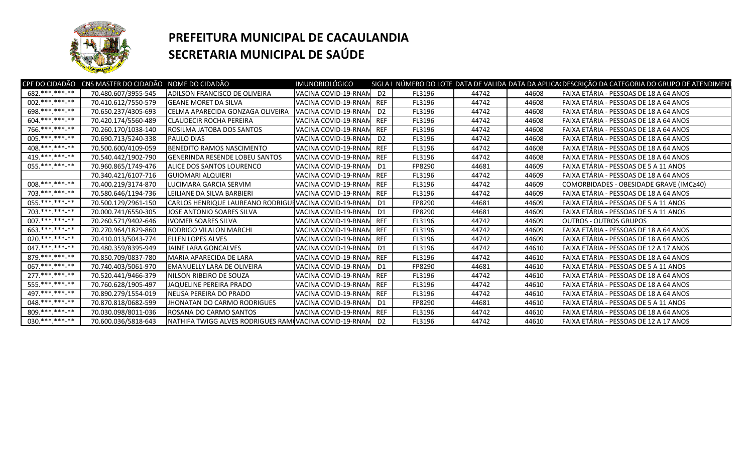# PREFEITURA MUNICIPAL DE CACAULANDIA
# SECRETARIA MUNICIPAL DE SAÚDE

| CPF DO CIDADÃO | CNS MASTER DO CIDADÃO | NOME DO CIDADÃO | IMUNOBIOLÓGICO | SIGLA I | NÚMERO DO LOTE | DATA DE VALIDA | DATA DA APLICA | DESCRIÇÃO DA CATEGORIA DO GRUPO DE ATENDIMEN |
|---|---|---|---|---|---|---|---|---|
| 682.***.***-** | 70.480.607/3955-545 | ADILSON FRANCISCO DE OLIVEIRA | VACINA COVID-19-RNAM | D2 | FL3196 | 44742 | 44608 | FAIXA ETÁRIA - PESSOAS DE 18 A 64 ANOS |
| 002.***.***-** | 70.410.612/7550-579 | GEANE MORET DA SILVA | VACINA COVID-19-RNAM | REF | FL3196 | 44742 | 44608 | FAIXA ETÁRIA - PESSOAS DE 18 A 64 ANOS |
| 698.***.***-** | 70.650.237/4305-693 | CELMA APARECIDA GONZAGA OLIVEIRA | VACINA COVID-19-RNAM | D2 | FL3196 | 44742 | 44608 | FAIXA ETÁRIA - PESSOAS DE 18 A 64 ANOS |
| 604.***.***-** | 70.420.174/5560-489 | CLAUDECIR ROCHA PEREIRA | VACINA COVID-19-RNAM | REF | FL3196 | 44742 | 44608 | FAIXA ETÁRIA - PESSOAS DE 18 A 64 ANOS |
| 766.***.***-** | 70.260.170/1038-140 | ROSILMA JATOBA DOS SANTOS | VACINA COVID-19-RNAM | REF | FL3196 | 44742 | 44608 | FAIXA ETÁRIA - PESSOAS DE 18 A 64 ANOS |
| 005.***.***-** | 70.690.713/5240-338 | PAULO DIAS | VACINA COVID-19-RNAM | D2 | FL3196 | 44742 | 44608 | FAIXA ETÁRIA - PESSOAS DE 18 A 64 ANOS |
| 408.***.***-** | 70.500.600/4109-059 | BENEDITO RAMOS NASCIMENTO | VACINA COVID-19-RNAM | REF | FL3196 | 44742 | 44608 | FAIXA ETÁRIA - PESSOAS DE 18 A 64 ANOS |
| 419.***.***-** | 70.540.442/1902-790 | GENERINDA RESENDE LOBEU SANTOS | VACINA COVID-19-RNAM | REF | FL3196 | 44742 | 44608 | FAIXA ETÁRIA - PESSOAS DE 18 A 64 ANOS |
| 055.***.***-** | 70.960.865/1749-476 | ALICE DOS SANTOS LOURENCO | VACINA COVID-19-RNAM | D1 | FP8290 | 44681 | 44609 | FAIXA ETÁRIA - PESSOAS DE 5 A 11 ANOS |
| | 70.340.421/6107-716 | GUIOMARI ALQUIERI | VACINA COVID-19-RNAM | REF | FL3196 | 44742 | 44609 | FAIXA ETÁRIA - PESSOAS DE 18 A 64 ANOS |
| 008.***.***-** | 70.400.219/3174-870 | LUCIMARA GARCIA SERVIM | VACINA COVID-19-RNAM | REF | FL3196 | 44742 | 44609 | COMORBIDADES - OBESIDADE GRAVE (IMC≥40) |
| 703.***.***-** | 70.580.646/1194-736 | LEILIANE DA SILVA BARBIERI | VACINA COVID-19-RNAM | REF | FL3196 | 44742 | 44609 | FAIXA ETÁRIA - PESSOAS DE 18 A 64 ANOS |
| 055.***.***-** | 70.500.129/2961-150 | CARLOS HENRIQUE LAUREANO RODRIGUE | VACINA COVID-19-RNAM | D1 | FP8290 | 44681 | 44609 | FAIXA ETÁRIA - PESSOAS DE 5 A 11 ANOS |
| 703.***.***-** | 70.000.741/6550-305 | JOSE ANTONIO SOARES SILVA | VACINA COVID-19-RNAM | D1 | FP8290 | 44681 | 44609 | FAIXA ETÁRIA - PESSOAS DE 5 A 11 ANOS |
| 007.***.***-** | 70.260.571/9402-646 | IVOMER SOARES SILVA | VACINA COVID-19-RNAM | REF | FL3196 | 44742 | 44609 | OUTROS - OUTROS GRUPOS |
| 663.***.***-** | 70.270.964/1829-860 | RODRIGO VILALON MARCHI | VACINA COVID-19-RNAM | REF | FL3196 | 44742 | 44609 | FAIXA ETÁRIA - PESSOAS DE 18 A 64 ANOS |
| 020.***.***-** | 70.410.013/5043-774 | ELLEN LOPES ALVES | VACINA COVID-19-RNAM | REF | FL3196 | 44742 | 44609 | FAIXA ETÁRIA - PESSOAS DE 18 A 64 ANOS |
| 047.***.***-** | 70.480.359/8395-949 | JAINE LARA GONCALVES | VACINA COVID-19-RNAM | D1 | FL3196 | 44742 | 44610 | FAIXA ETÁRIA - PESSOAS DE 12 A 17 ANOS |
| 879.***.***-** | 70.850.709/0837-780 | MARIA APARECIDA DE LARA | VACINA COVID-19-RNAM | REF | FL3196 | 44742 | 44610 | FAIXA ETÁRIA - PESSOAS DE 18 A 64 ANOS |
| 067.***.***-** | 70.740.403/5061-970 | EMANUELLY LARA DE OLIVEIRA | VACINA COVID-19-RNAM | D1 | FP8290 | 44681 | 44610 | FAIXA ETÁRIA - PESSOAS DE 5 A 11 ANOS |
| 277.***.***-** | 70.520.441/9466-379 | NILSON RIBEIRO DE SOUZA | VACINA COVID-19-RNAM | REF | FL3196 | 44742 | 44610 | FAIXA ETÁRIA - PESSOAS DE 18 A 64 ANOS |
| 555.***.***-** | 70.760.628/1905-497 | JAQUELINE PEREIRA PRADO | VACINA COVID-19-RNAM | REF | FL3196 | 44742 | 44610 | FAIXA ETÁRIA - PESSOAS DE 18 A 64 ANOS |
| 497.***.***-** | 70.890.279/1554-019 | NEUSA PEREIRA DO PRADO | VACINA COVID-19-RNAM | REF | FL3196 | 44742 | 44610 | FAIXA ETÁRIA - PESSOAS DE 18 A 64 ANOS |
| 048.***.***-** | 70.870.818/0682-599 | JHONATAN DO CARMO RODRIGUES | VACINA COVID-19-RNAM | D1 | FP8290 | 44681 | 44610 | FAIXA ETÁRIA - PESSOAS DE 5 A 11 ANOS |
| 809.***.***-** | 70.030.098/8011-036 | ROSANA DO CARMO SANTOS | VACINA COVID-19-RNAM | REF | FL3196 | 44742 | 44610 | FAIXA ETÁRIA - PESSOAS DE 18 A 64 ANOS |
| 030.***.***-** | 70.600.036/5818-643 | NATHIFA TWIGG ALVES RODRIGUES RAM | VACINA COVID-19-RNAM | D2 | FL3196 | 44742 | 44610 | FAIXA ETÁRIA - PESSOAS DE 12 A 17 ANOS |